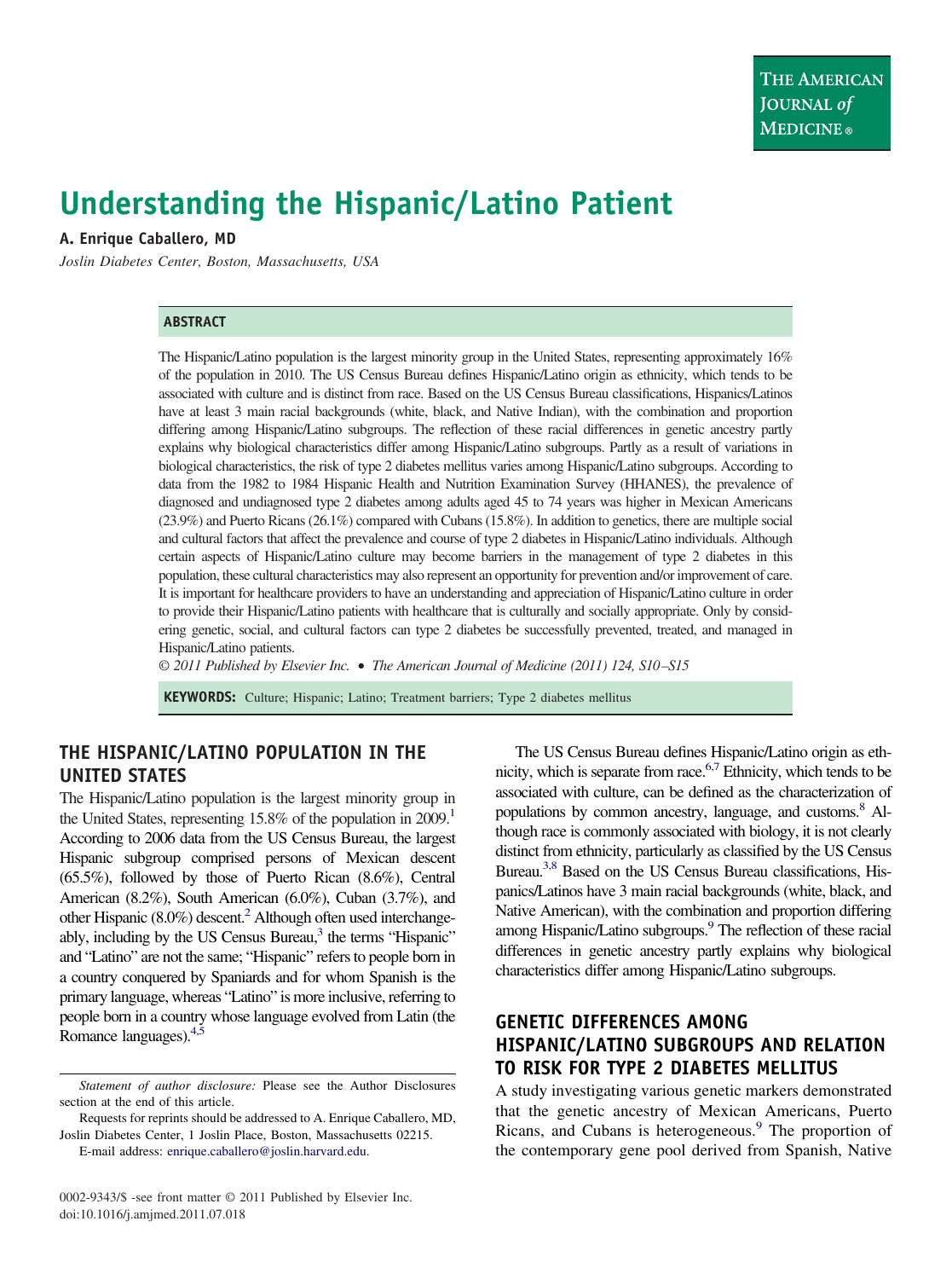# Understanding the Hispanic/Latino Patient

**A. Enrique Caballero, MD**

*Joslin Diabetes Center, Boston, Massachusetts, USA*

## ABSTRACT

The Hispanic/Latino population is the largest minority group in the United States, representing approximately 16% of the population in 2010. The US Census Bureau defines Hispanic/Latino origin as ethnicity, which tends to be associated with culture and is distinct from race. Based on the US Census Bureau classifications, Hispanics/Latinos have at least 3 main racial backgrounds (white, black, and Native Indian), with the combination and proportion differing among Hispanic/Latino subgroups. The reflection of these racial differences in genetic ancestry partly explains why biological characteristics differ among Hispanic/Latino subgroups. Partly as a result of variations in biological characteristics, the risk of type 2 diabetes mellitus varies among Hispanic/Latino subgroups. According to data from the 1982 to 1984 Hispanic Health and Nutrition Examination Survey (HHANES), the prevalence of diagnosed and undiagnosed type 2 diabetes among adults aged 45 to 74 years was higher in Mexican Americans (23.9%) and Puerto Ricans (26.1%) compared with Cubans (15.8%). In addition to genetics, there are multiple social and cultural factors that affect the prevalence and course of type 2 diabetes in Hispanic/Latino individuals. Although certain aspects of Hispanic/Latino culture may become barriers in the management of type 2 diabetes in this population, these cultural characteristics may also represent an opportunity for prevention and/or improvement of care. It is important for healthcare providers to have an understanding and appreciation of Hispanic/Latino culture in order to provide their Hispanic/Latino patients with healthcare that is culturally and socially appropriate. Only by considering genetic, social, and cultural factors can type 2 diabetes be successfully prevented, treated, and managed in Hispanic/Latino patients.

*© 2011 Published by Elsevier Inc. • The American Journal of Medicine (2011) 124, S10–S15*

**KEYWORDS:** Culture; Hispanic; Latino; Treatment barriers; Type 2 diabetes mellitus

## THE HISPANIC/LATINO POPULATION IN THE UNITED STATES

The Hispanic/Latino population is the largest minority group in the United States, representing 15.8% of the population in 2009.[1] According to 2006 data from the US Census Bureau, the largest Hispanic subgroup comprised persons of Mexican descent (65.5%), followed by those of Puerto Rican (8.6%), Central American (8.2%), South American (6.0%), Cuban (3.7%), and other Hispanic (8.0%) descent.[2] Although often used interchangeably, including by the US Census Bureau,[3] the terms "Hispanic" and "Latino" are not the same; "Hispanic" refers to people born in a country conquered by Spaniards and for whom Spanish is the primary language, whereas "Latino" is more inclusive, referring to people born in a country whose language evolved from Latin (the Romance languages).[4,5]

The US Census Bureau defines Hispanic/Latino origin as ethnicity, which is separate from race.[6,7] Ethnicity, which tends to be associated with culture, can be defined as the characterization of populations by common ancestry, language, and customs.[8] Although race is commonly associated with biology, it is not clearly distinct from ethnicity, particularly as classified by the US Census Bureau.[3,8] Based on the US Census Bureau classifications, Hispanics/Latinos have 3 main racial backgrounds (white, black, and Native American), with the combination and proportion differing among Hispanic/Latino subgroups.[9] The reflection of these racial differences in genetic ancestry partly explains why biological characteristics differ among Hispanic/Latino subgroups.

## GENETIC DIFFERENCES AMONG HISPANIC/LATINO SUBGROUPS AND RELATION TO RISK FOR TYPE 2 DIABETES MELLITUS

A study investigating various genetic markers demonstrated that the genetic ancestry of Mexican Americans, Puerto Ricans, and Cubans is heterogeneous.[9] The proportion of the contemporary gene pool derived from Spanish, Native

---

*Statement of author disclosure:* Please see the Author Disclosures section at the end of this article.

Requests for reprints should be addressed to A. Enrique Caballero, MD, Joslin Diabetes Center, 1 Joslin Place, Boston, Massachusetts 02215.

E-mail address: enrique.caballero@joslin.harvard.edu.

0002-9343/$ -see front matter © 2011 Published by Elsevier Inc.
doi:10.1016/j.amjmed.2011.07.018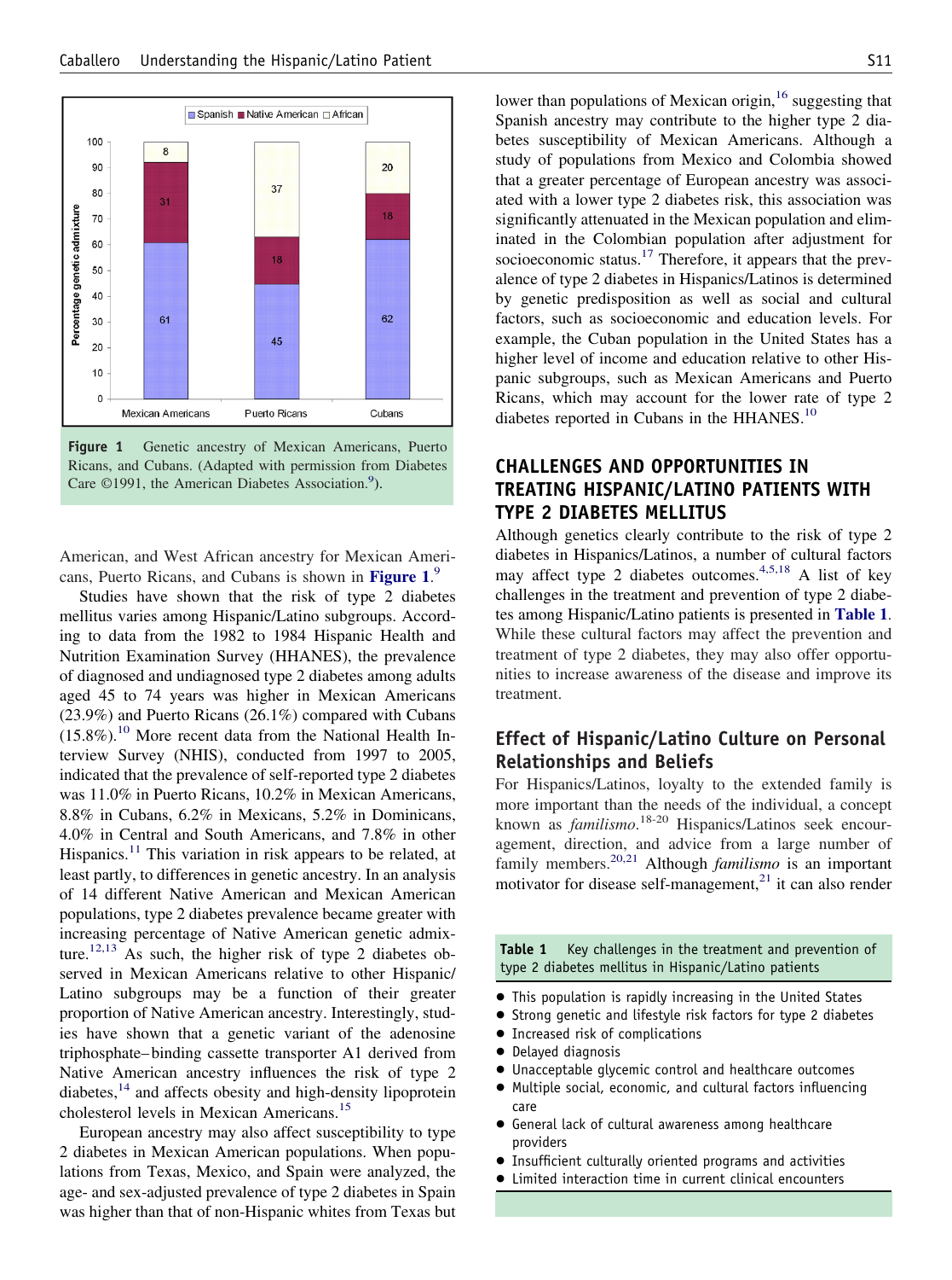Figure 1 Genetic ancestry of Mexican Americans, Puerto Ricans, and Cubans. (Adapted with permission from Diabetes Care ©1991, the American Diabetes Association.[9]).

American, and West African ancestry for Mexican Americans, Puerto Ricans, and Cubans is shown in **Figure 1**.[9]

Studies have shown that the risk of type 2 diabetes mellitus varies among Hispanic/Latino subgroups. According to data from the 1982 to 1984 Hispanic Health and Nutrition Examination Survey (HHANES), the prevalence of diagnosed and undiagnosed type 2 diabetes among adults aged 45 to 74 years was higher in Mexican Americans (23.9%) and Puerto Ricans (26.1%) compared with Cubans (15.8%).[10] More recent data from the National Health Interview Survey (NHIS), conducted from 1997 to 2005, indicated that the prevalence of self-reported type 2 diabetes was 11.0% in Puerto Ricans, 10.2% in Mexican Americans, 8.8% in Cubans, 6.2% in Mexicans, 5.2% in Dominicans, 4.0% in Central and South Americans, and 7.8% in other Hispanics.[11] This variation in risk appears to be related, at least partly, to differences in genetic ancestry. In an analysis of 14 different Native American and Mexican American populations, type 2 diabetes prevalence became greater with increasing percentage of Native American genetic admixture.[12,13] As such, the higher risk of type 2 diabetes observed in Mexican Americans relative to other Hispanic/Latino subgroups may be a function of their greater proportion of Native American ancestry. Interestingly, studies have shown that a genetic variant of the adenosine triphosphate–binding cassette transporter A1 derived from Native American ancestry influences the risk of type 2 diabetes,[14] and affects obesity and high-density lipoprotein cholesterol levels in Mexican Americans.[15]

European ancestry may also affect susceptibility to type 2 diabetes in Mexican American populations. When populations from Texas, Mexico, and Spain were analyzed, the age- and sex-adjusted prevalence of type 2 diabetes in Spain was higher than that of non-Hispanic whites from Texas but lower than populations of Mexican origin,[16] suggesting that Spanish ancestry may contribute to the higher type 2 diabetes susceptibility of Mexican Americans. Although a study of populations from Mexico and Colombia showed that a greater percentage of European ancestry was associated with a lower type 2 diabetes risk, this association was significantly attenuated in the Mexican population and eliminated in the Colombian population after adjustment for socioeconomic status.[17] Therefore, it appears that the prevalence of type 2 diabetes in Hispanics/Latinos is determined by genetic predisposition as well as social and cultural factors, such as socioeconomic and education levels. For example, the Cuban population in the United States has a higher level of income and education relative to other Hispanic subgroups, such as Mexican Americans and Puerto Ricans, which may account for the lower rate of type 2 diabetes reported in Cubans in the HHANES.[10]

## CHALLENGES AND OPPORTUNITIES IN TREATING HISPANIC/LATINO PATIENTS WITH TYPE 2 DIABETES MELLITUS

Although genetics clearly contribute to the risk of type 2 diabetes in Hispanics/Latinos, a number of cultural factors may affect type 2 diabetes outcomes.[4,5,18] A list of key challenges in the treatment and prevention of type 2 diabetes among Hispanic/Latino patients is presented in **Table 1**. While these cultural factors may affect the prevention and treatment of type 2 diabetes, they may also offer opportunities to increase awareness of the disease and improve its treatment.

### Effect of Hispanic/Latino Culture on Personal Relationships and Beliefs

For Hispanics/Latinos, loyalty to the extended family is more important than the needs of the individual, a concept known as *familismo*.[18-20] Hispanics/Latinos seek encouragement, direction, and advice from a large number of family members.[20,21] Although *familismo* is an important motivator for disease self-management,[21] it can also render

**Table 1** Key challenges in the treatment and prevention of type 2 diabetes mellitus in Hispanic/Latino patients

- This population is rapidly increasing in the United States
- Strong genetic and lifestyle risk factors for type 2 diabetes
- Increased risk of complications
- Delayed diagnosis
- Unacceptable glycemic control and healthcare outcomes
- Multiple social, economic, and cultural factors influencing care
- General lack of cultural awareness among healthcare providers
- Insufficient culturally oriented programs and activities
- Limited interaction time in current clinical encounters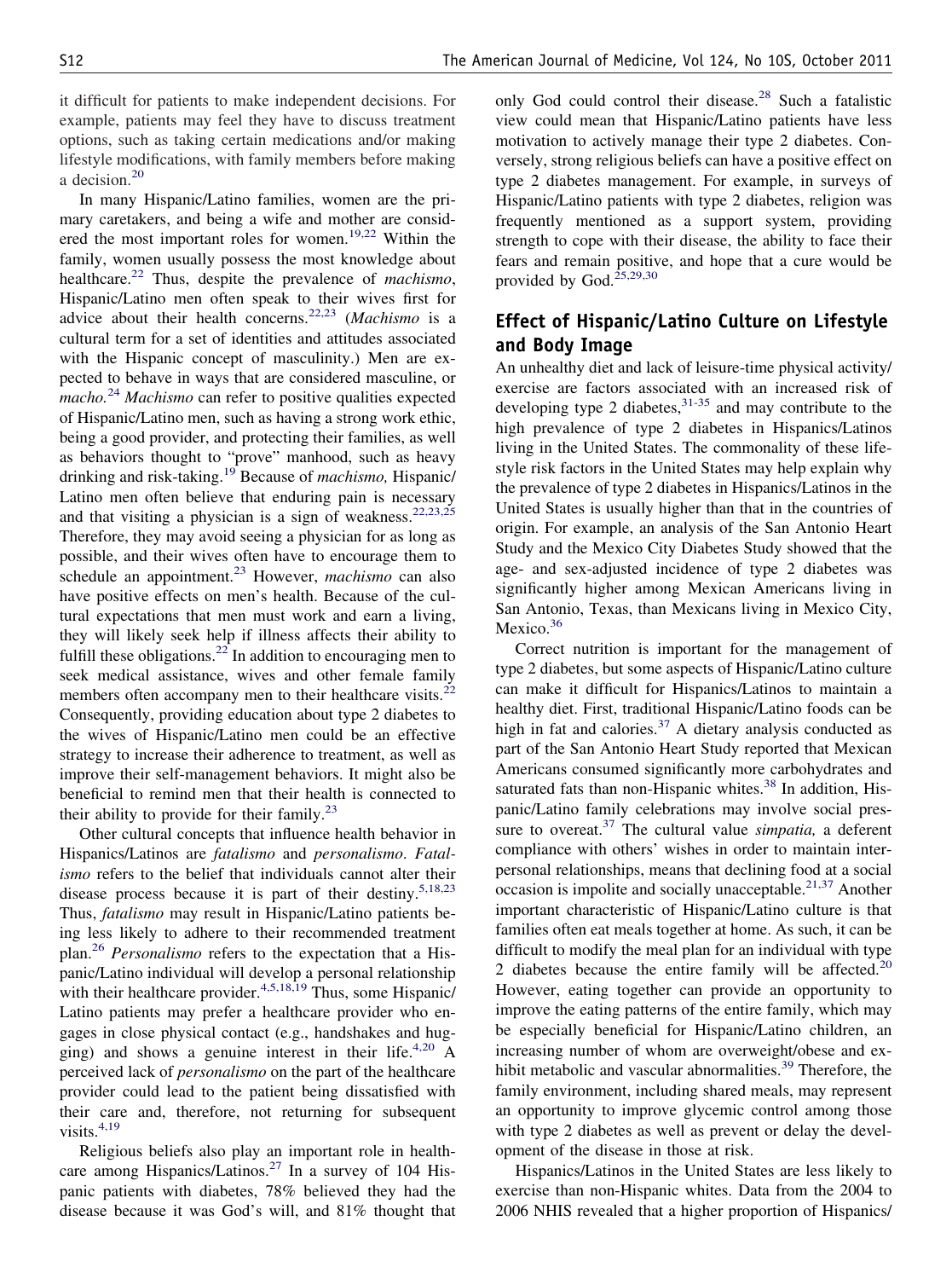it difficult for patients to make independent decisions. For example, patients may feel they have to discuss treatment options, such as taking certain medications and/or making lifestyle modifications, with family members before making a decision.[20]

In many Hispanic/Latino families, women are the primary caretakers, and being a wife and mother are considered the most important roles for women.[19,22] Within the family, women usually possess the most knowledge about healthcare.[22] Thus, despite the prevalence of *machismo*, Hispanic/Latino men often speak to their wives first for advice about their health concerns.[22,23] (*Machismo* is a cultural term for a set of identities and attitudes associated with the Hispanic concept of masculinity.) Men are expected to behave in ways that are considered masculine, or *macho*.[24] *Machismo* can refer to positive qualities expected of Hispanic/Latino men, such as having a strong work ethic, being a good provider, and protecting their families, as well as behaviors thought to "prove" manhood, such as heavy drinking and risk-taking.[19] Because of *machismo,* Hispanic/Latino men often believe that enduring pain is necessary and that visiting a physician is a sign of weakness.[22,23,25] Therefore, they may avoid seeing a physician for as long as possible, and their wives often have to encourage them to schedule an appointment.[23] However, *machismo* can also have positive effects on men's health. Because of the cultural expectations that men must work and earn a living, they will likely seek help if illness affects their ability to fulfill these obligations.[22] In addition to encouraging men to seek medical assistance, wives and other female family members often accompany men to their healthcare visits.[22] Consequently, providing education about type 2 diabetes to the wives of Hispanic/Latino men could be an effective strategy to increase their adherence to treatment, as well as improve their self-management behaviors. It might also be beneficial to remind men that their health is connected to their ability to provide for their family.[23]

Other cultural concepts that influence health behavior in Hispanics/Latinos are *fatalismo* and *personalismo*. *Fatalismo* refers to the belief that individuals cannot alter their disease process because it is part of their destiny.[5,18,23] Thus, *fatalismo* may result in Hispanic/Latino patients being less likely to adhere to their recommended treatment plan.[26] *Personalismo* refers to the expectation that a Hispanic/Latino individual will develop a personal relationship with their healthcare provider.[4,5,18,19] Thus, some Hispanic/Latino patients may prefer a healthcare provider who engages in close physical contact (e.g., handshakes and hugging) and shows a genuine interest in their life.[4,20] A perceived lack of *personalismo* on the part of the healthcare provider could lead to the patient being dissatisfied with their care and, therefore, not returning for subsequent visits.[4,19]

Religious beliefs also play an important role in healthcare among Hispanics/Latinos.[27] In a survey of 104 Hispanic patients with diabetes, 78% believed they had the disease because it was God's will, and 81% thought that only God could control their disease.[28] Such a fatalistic view could mean that Hispanic/Latino patients have less motivation to actively manage their type 2 diabetes. Conversely, strong religious beliefs can have a positive effect on type 2 diabetes management. For example, in surveys of Hispanic/Latino patients with type 2 diabetes, religion was frequently mentioned as a support system, providing strength to cope with their disease, the ability to face their fears and remain positive, and hope that a cure would be provided by God.[25,29,30]

## Effect of Hispanic/Latino Culture on Lifestyle and Body Image

An unhealthy diet and lack of leisure-time physical activity/exercise are factors associated with an increased risk of developing type 2 diabetes,[31-35] and may contribute to the high prevalence of type 2 diabetes in Hispanics/Latinos living in the United States. The commonality of these lifestyle risk factors in the United States may help explain why the prevalence of type 2 diabetes in Hispanics/Latinos in the United States is usually higher than that in the countries of origin. For example, an analysis of the San Antonio Heart Study and the Mexico City Diabetes Study showed that the age- and sex-adjusted incidence of type 2 diabetes was significantly higher among Mexican Americans living in San Antonio, Texas, than Mexicans living in Mexico City, Mexico.[36]

Correct nutrition is important for the management of type 2 diabetes, but some aspects of Hispanic/Latino culture can make it difficult for Hispanics/Latinos to maintain a healthy diet. First, traditional Hispanic/Latino foods can be high in fat and calories.[37] A dietary analysis conducted as part of the San Antonio Heart Study reported that Mexican Americans consumed significantly more carbohydrates and saturated fats than non-Hispanic whites.[38] In addition, Hispanic/Latino family celebrations may involve social pressure to overeat.[37] The cultural value *simpatia,* a deferent compliance with others' wishes in order to maintain interpersonal relationships, means that declining food at a social occasion is impolite and socially unacceptable.[21,37] Another important characteristic of Hispanic/Latino culture is that families often eat meals together at home. As such, it can be difficult to modify the meal plan for an individual with type 2 diabetes because the entire family will be affected.[20] However, eating together can provide an opportunity to improve the eating patterns of the entire family, which may be especially beneficial for Hispanic/Latino children, an increasing number of whom are overweight/obese and exhibit metabolic and vascular abnormalities.[39] Therefore, the family environment, including shared meals, may represent an opportunity to improve glycemic control among those with type 2 diabetes as well as prevent or delay the development of the disease in those at risk.

Hispanics/Latinos in the United States are less likely to exercise than non-Hispanic whites. Data from the 2004 to 2006 NHIS revealed that a higher proportion of Hispanics/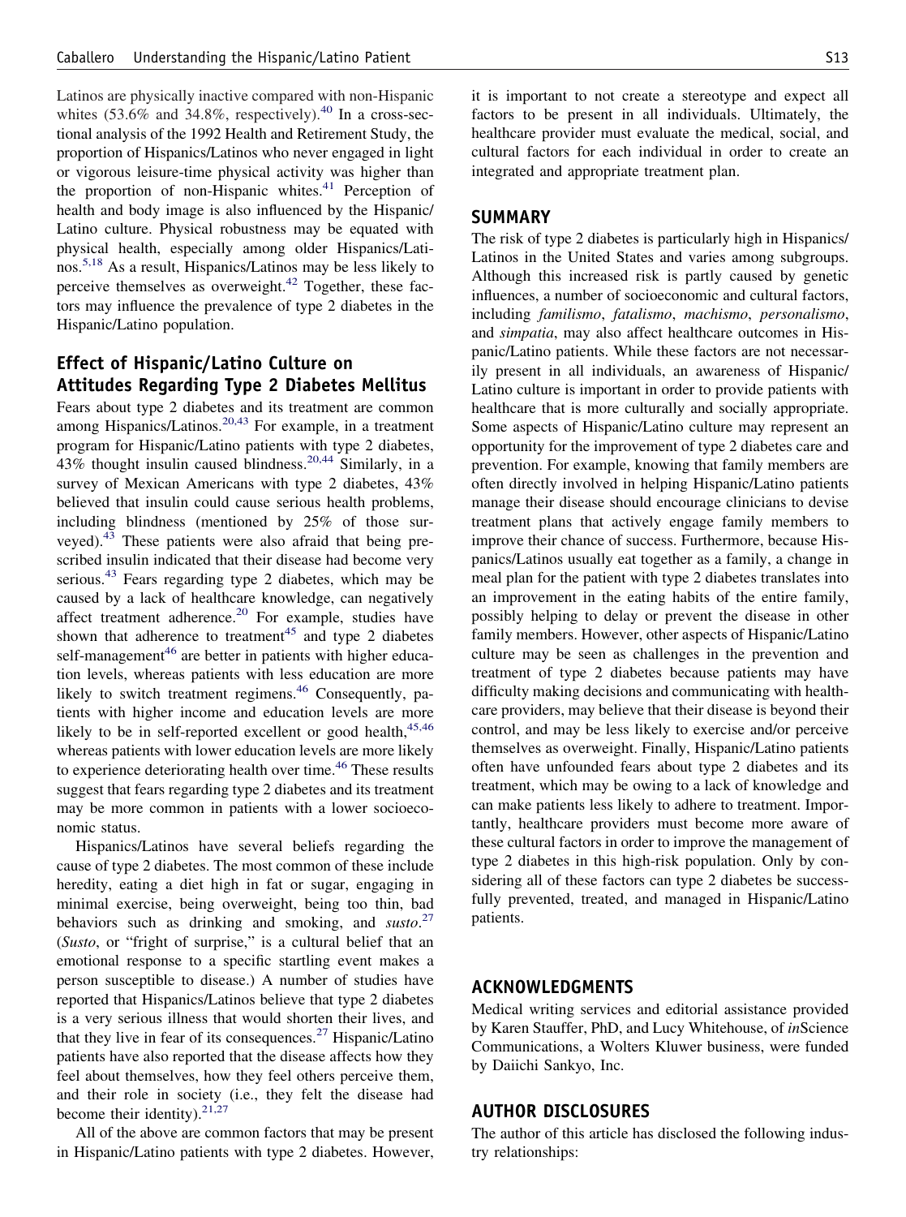Latinos are physically inactive compared with non-Hispanic whites (53.6% and 34.8%, respectively).[40] In a cross-sectional analysis of the 1992 Health and Retirement Study, the proportion of Hispanics/Latinos who never engaged in light or vigorous leisure-time physical activity was higher than the proportion of non-Hispanic whites.[41] Perception of health and body image is also influenced by the Hispanic/Latino culture. Physical robustness may be equated with physical health, especially among older Hispanics/Latinos.[5,18] As a result, Hispanics/Latinos may be less likely to perceive themselves as overweight.[42] Together, these factors may influence the prevalence of type 2 diabetes in the Hispanic/Latino population.

## Effect of Hispanic/Latino Culture on Attitudes Regarding Type 2 Diabetes Mellitus

Fears about type 2 diabetes and its treatment are common among Hispanics/Latinos.[20,43] For example, in a treatment program for Hispanic/Latino patients with type 2 diabetes, 43% thought insulin caused blindness.[20,44] Similarly, in a survey of Mexican Americans with type 2 diabetes, 43% believed that insulin could cause serious health problems, including blindness (mentioned by 25% of those surveyed).[43] These patients were also afraid that being prescribed insulin indicated that their disease had become very serious.[43] Fears regarding type 2 diabetes, which may be caused by a lack of healthcare knowledge, can negatively affect treatment adherence.[20] For example, studies have shown that adherence to treatment[45] and type 2 diabetes self-management[46] are better in patients with higher education levels, whereas patients with less education are more likely to switch treatment regimens.[46] Consequently, patients with higher income and education levels are more likely to be in self-reported excellent or good health,[45,46] whereas patients with lower education levels are more likely to experience deteriorating health over time.[46] These results suggest that fears regarding type 2 diabetes and its treatment may be more common in patients with a lower socioeconomic status.

Hispanics/Latinos have several beliefs regarding the cause of type 2 diabetes. The most common of these include heredity, eating a diet high in fat or sugar, engaging in minimal exercise, being overweight, being too thin, bad behaviors such as drinking and smoking, and *susto*.[27] (*Susto*, or "fright of surprise," is a cultural belief that an emotional response to a specific startling event makes a person susceptible to disease.) A number of studies have reported that Hispanics/Latinos believe that type 2 diabetes is a very serious illness that would shorten their lives, and that they live in fear of its consequences.[27] Hispanic/Latino patients have also reported that the disease affects how they feel about themselves, how they feel others perceive them, and their role in society (i.e., they felt the disease had become their identity).[21,27]

All of the above are common factors that may be present in Hispanic/Latino patients with type 2 diabetes. However, it is important to not create a stereotype and expect all factors to be present in all individuals. Ultimately, the healthcare provider must evaluate the medical, social, and cultural factors for each individual in order to create an integrated and appropriate treatment plan.

## SUMMARY

The risk of type 2 diabetes is particularly high in Hispanics/Latinos in the United States and varies among subgroups. Although this increased risk is partly caused by genetic influences, a number of socioeconomic and cultural factors, including *familismo*, *fatalismo*, *machismo*, *personalismo*, and *simpatia*, may also affect healthcare outcomes in Hispanic/Latino patients. While these factors are not necessarily present in all individuals, an awareness of Hispanic/Latino culture is important in order to provide patients with healthcare that is more culturally and socially appropriate. Some aspects of Hispanic/Latino culture may represent an opportunity for the improvement of type 2 diabetes care and prevention. For example, knowing that family members are often directly involved in helping Hispanic/Latino patients manage their disease should encourage clinicians to devise treatment plans that actively engage family members to improve their chance of success. Furthermore, because Hispanics/Latinos usually eat together as a family, a change in meal plan for the patient with type 2 diabetes translates into an improvement in the eating habits of the entire family, possibly helping to delay or prevent the disease in other family members. However, other aspects of Hispanic/Latino culture may be seen as challenges in the prevention and treatment of type 2 diabetes because patients may have difficulty making decisions and communicating with healthcare providers, may believe that their disease is beyond their control, and may be less likely to exercise and/or perceive themselves as overweight. Finally, Hispanic/Latino patients often have unfounded fears about type 2 diabetes and its treatment, which may be owing to a lack of knowledge and can make patients less likely to adhere to treatment. Importantly, healthcare providers must become more aware of these cultural factors in order to improve the management of type 2 diabetes in this high-risk population. Only by considering all of these factors can type 2 diabetes be successfully prevented, treated, and managed in Hispanic/Latino patients.

## ACKNOWLEDGMENTS

Medical writing services and editorial assistance provided by Karen Stauffer, PhD, and Lucy Whitehouse, of *in*Science Communications, a Wolters Kluwer business, were funded by Daiichi Sankyo, Inc.

## AUTHOR DISCLOSURES

The author of this article has disclosed the following industry relationships: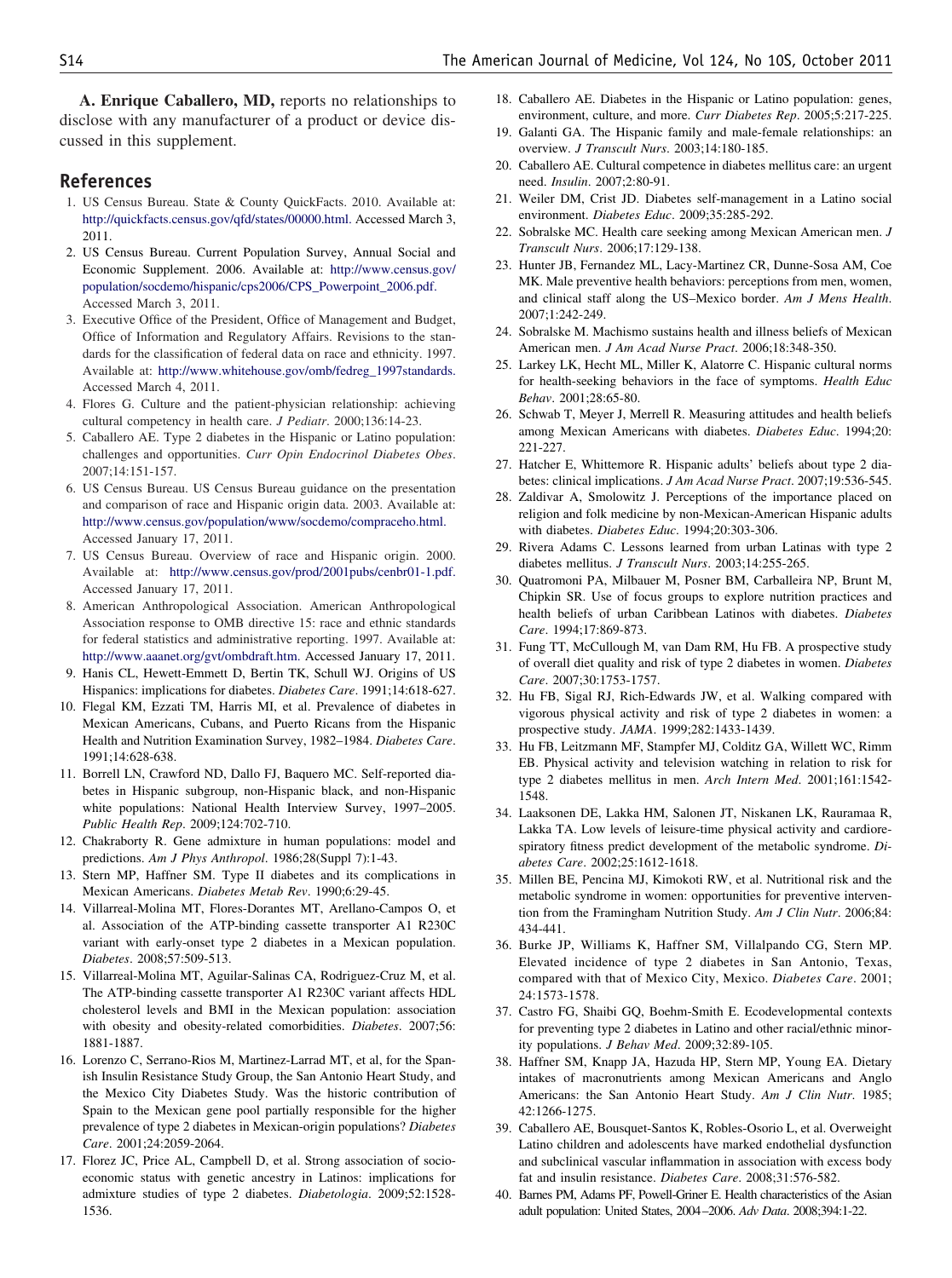**A. Enrique Caballero, MD,** reports no relationships to disclose with any manufacturer of a product or device discussed in this supplement.

## References

1. US Census Bureau. State & County QuickFacts. 2010. Available at: http://quickfacts.census.gov/qfd/states/00000.html. Accessed March 3, 2011.
2. US Census Bureau. Current Population Survey, Annual Social and Economic Supplement. 2006. Available at: http://www.census.gov/population/socdemo/hispanic/cps2006/CPS_Powerpoint_2006.pdf. Accessed March 3, 2011.
3. Executive Office of the President, Office of Management and Budget, Office of Information and Regulatory Affairs. Revisions to the standards for the classification of federal data on race and ethnicity. 1997. Available at: http://www.whitehouse.gov/omb/fedreg_1997standards. Accessed March 4, 2011.
4. Flores G. Culture and the patient-physician relationship: achieving cultural competency in health care. *J Pediatr*. 2000;136:14-23.
5. Caballero AE. Type 2 diabetes in the Hispanic or Latino population: challenges and opportunities. *Curr Opin Endocrinol Diabetes Obes*. 2007;14:151-157.
6. US Census Bureau. US Census Bureau guidance on the presentation and comparison of race and Hispanic origin data. 2003. Available at: http://www.census.gov/population/www/socdemo/compraceho.html. Accessed January 17, 2011.
7. US Census Bureau. Overview of race and Hispanic origin. 2000. Available at: http://www.census.gov/prod/2001pubs/cenbr01-1.pdf. Accessed January 17, 2011.
8. American Anthropological Association. American Anthropological Association response to OMB directive 15: race and ethnic standards for federal statistics and administrative reporting. 1997. Available at: http://www.aaanet.org/gvt/ombdraft.htm. Accessed January 17, 2011.
9. Hanis CL, Hewett-Emmett D, Bertin TK, Schull WJ. Origins of US Hispanics: implications for diabetes. *Diabetes Care*. 1991;14:618-627.
10. Flegal KM, Ezzati TM, Harris MI, et al. Prevalence of diabetes in Mexican Americans, Cubans, and Puerto Ricans from the Hispanic Health and Nutrition Examination Survey, 1982–1984. *Diabetes Care*. 1991;14:628-638.
11. Borrell LN, Crawford ND, Dallo FJ, Baquero MC. Self-reported diabetes in Hispanic subgroup, non-Hispanic black, and non-Hispanic white populations: National Health Interview Survey, 1997–2005. *Public Health Rep*. 2009;124:702-710.
12. Chakraborty R. Gene admixture in human populations: model and predictions. *Am J Phys Anthropol*. 1986;28(Suppl 7):1-43.
13. Stern MP, Haffner SM. Type II diabetes and its complications in Mexican Americans. *Diabetes Metab Rev*. 1990;6:29-45.
14. Villarreal-Molina MT, Flores-Dorantes MT, Arellano-Campos O, et al. Association of the ATP-binding cassette transporter A1 R230C variant with early-onset type 2 diabetes in a Mexican population. *Diabetes*. 2008;57:509-513.
15. Villarreal-Molina MT, Aguilar-Salinas CA, Rodriguez-Cruz M, et al. The ATP-binding cassette transporter A1 R230C variant affects HDL cholesterol levels and BMI in the Mexican population: association with obesity and obesity-related comorbidities. *Diabetes*. 2007;56:1881-1887.
16. Lorenzo C, Serrano-Rios M, Martinez-Larrad MT, et al, for the Spanish Insulin Resistance Study Group, the San Antonio Heart Study, and the Mexico City Diabetes Study. Was the historic contribution of Spain to the Mexican gene pool partially responsible for the higher prevalence of type 2 diabetes in Mexican-origin populations? *Diabetes Care*. 2001;24:2059-2064.
17. Florez JC, Price AL, Campbell D, et al. Strong association of socioeconomic status with genetic ancestry in Latinos: implications for admixture studies of type 2 diabetes. *Diabetologia*. 2009;52:1528-1536.
18. Caballero AE. Diabetes in the Hispanic or Latino population: genes, environment, culture, and more. *Curr Diabetes Rep*. 2005;5:217-225.
19. Galanti GA. The Hispanic family and male-female relationships: an overview. *J Transcult Nurs*. 2003;14:180-185.
20. Caballero AE. Cultural competence in diabetes mellitus care: an urgent need. *Insulin*. 2007;2:80-91.
21. Weiler DM, Crist JD. Diabetes self-management in a Latino social environment. *Diabetes Educ*. 2009;35:285-292.
22. Sobralske MC. Health care seeking among Mexican American men. *J Transcult Nurs*. 2006;17:129-138.
23. Hunter JB, Fernandez ML, Lacy-Martinez CR, Dunne-Sosa AM, Coe MK. Male preventive health behaviors: perceptions from men, women, and clinical staff along the US–Mexico border. *Am J Mens Health*. 2007;1:242-249.
24. Sobralske M. Machismo sustains health and illness beliefs of Mexican American men. *J Am Acad Nurse Pract*. 2006;18:348-350.
25. Larkey LK, Hecht ML, Miller K, Alatorre C. Hispanic cultural norms for health-seeking behaviors in the face of symptoms. *Health Educ Behav*. 2001;28:65-80.
26. Schwab T, Meyer J, Merrell R. Measuring attitudes and health beliefs among Mexican Americans with diabetes. *Diabetes Educ*. 1994;20:221-227.
27. Hatcher E, Whittemore R. Hispanic adults' beliefs about type 2 diabetes: clinical implications. *J Am Acad Nurse Pract*. 2007;19:536-545.
28. Zaldivar A, Smolowitz J. Perceptions of the importance placed on religion and folk medicine by non-Mexican-American Hispanic adults with diabetes. *Diabetes Educ*. 1994;20:303-306.
29. Rivera Adams C. Lessons learned from urban Latinas with type 2 diabetes mellitus. *J Transcult Nurs*. 2003;14:255-265.
30. Quatromoni PA, Milbauer M, Posner BM, Carballeira NP, Brunt M, Chipkin SR. Use of focus groups to explore nutrition practices and health beliefs of urban Caribbean Latinos with diabetes. *Diabetes Care*. 1994;17:869-873.
31. Fung TT, McCullough M, van Dam RM, Hu FB. A prospective study of overall diet quality and risk of type 2 diabetes in women. *Diabetes Care*. 2007;30:1753-1757.
32. Hu FB, Sigal RJ, Rich-Edwards JW, et al. Walking compared with vigorous physical activity and risk of type 2 diabetes in women: a prospective study. *JAMA*. 1999;282:1433-1439.
33. Hu FB, Leitzmann MF, Stampfer MJ, Colditz GA, Willett WC, Rimm EB. Physical activity and television watching in relation to risk for type 2 diabetes mellitus in men. *Arch Intern Med*. 2001;161:1542-1548.
34. Laaksonen DE, Lakka HM, Salonen JT, Niskanen LK, Rauramaa R, Lakka TA. Low levels of leisure-time physical activity and cardiorespiratory fitness predict development of the metabolic syndrome. *Diabetes Care*. 2002;25:1612-1618.
35. Millen BE, Pencina MJ, Kimokoti RW, et al. Nutritional risk and the metabolic syndrome in women: opportunities for preventive intervention from the Framingham Nutrition Study. *Am J Clin Nutr*. 2006;84:434-441.
36. Burke JP, Williams K, Haffner SM, Villalpando CG, Stern MP. Elevated incidence of type 2 diabetes in San Antonio, Texas, compared with that of Mexico City, Mexico. *Diabetes Care*. 2001;24:1573-1578.
37. Castro FG, Shaibi GQ, Boehm-Smith E. Ecodevelopmental contexts for preventing type 2 diabetes in Latino and other racial/ethnic minority populations. *J Behav Med*. 2009;32:89-105.
38. Haffner SM, Knapp JA, Hazuda HP, Stern MP, Young EA. Dietary intakes of macronutrients among Mexican Americans and Anglo Americans: the San Antonio Heart Study. *Am J Clin Nutr*. 1985;42:1266-1275.
39. Caballero AE, Bousquet-Santos K, Robles-Osorio L, et al. Overweight Latino children and adolescents have marked endothelial dysfunction and subclinical vascular inflammation in association with excess body fat and insulin resistance. *Diabetes Care*. 2008;31:576-582.
40. Barnes PM, Adams PF, Powell-Griner E. Health characteristics of the Asian adult population: United States, 2004–2006. *Adv Data*. 2008;394:1-22.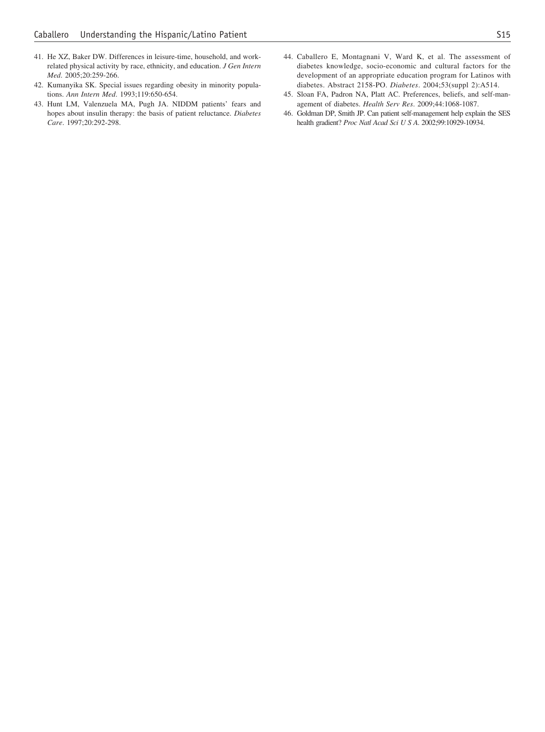41. He XZ, Baker DW. Differences in leisure-time, household, and work-related physical activity by race, ethnicity, and education. *J Gen Intern Med*. 2005;20:259-266.
42. Kumanyika SK. Special issues regarding obesity in minority populations. *Ann Intern Med*. 1993;119:650-654.
43. Hunt LM, Valenzuela MA, Pugh JA. NIDDM patients' fears and hopes about insulin therapy: the basis of patient reluctance. *Diabetes Care*. 1997;20:292-298.
44. Caballero E, Montagnani V, Ward K, et al. The assessment of diabetes knowledge, socio-economic and cultural factors for the development of an appropriate education program for Latinos with diabetes. Abstract 2158-PO. *Diabetes*. 2004;53(suppl 2):A514.
45. Sloan FA, Padron NA, Platt AC. Preferences, beliefs, and self-management of diabetes. *Health Serv Res*. 2009;44:1068-1087.
46. Goldman DP, Smith JP. Can patient self-management help explain the SES health gradient? *Proc Natl Acad Sci U S A*. 2002;99:10929-10934.